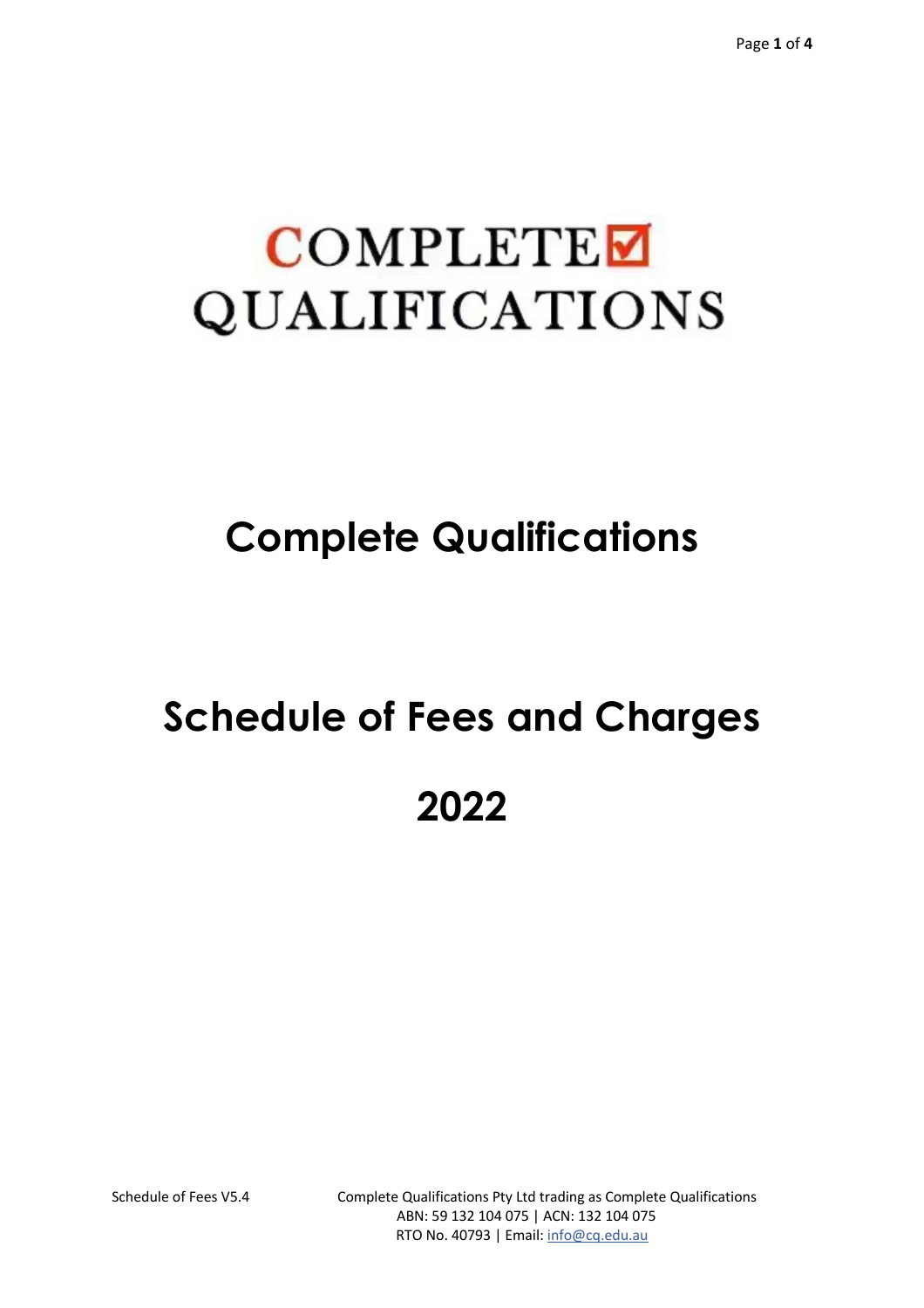COMPLETE QUALIFICATIONS

# Complete Qualifications

# Schedule of Fees and Charges

# 2022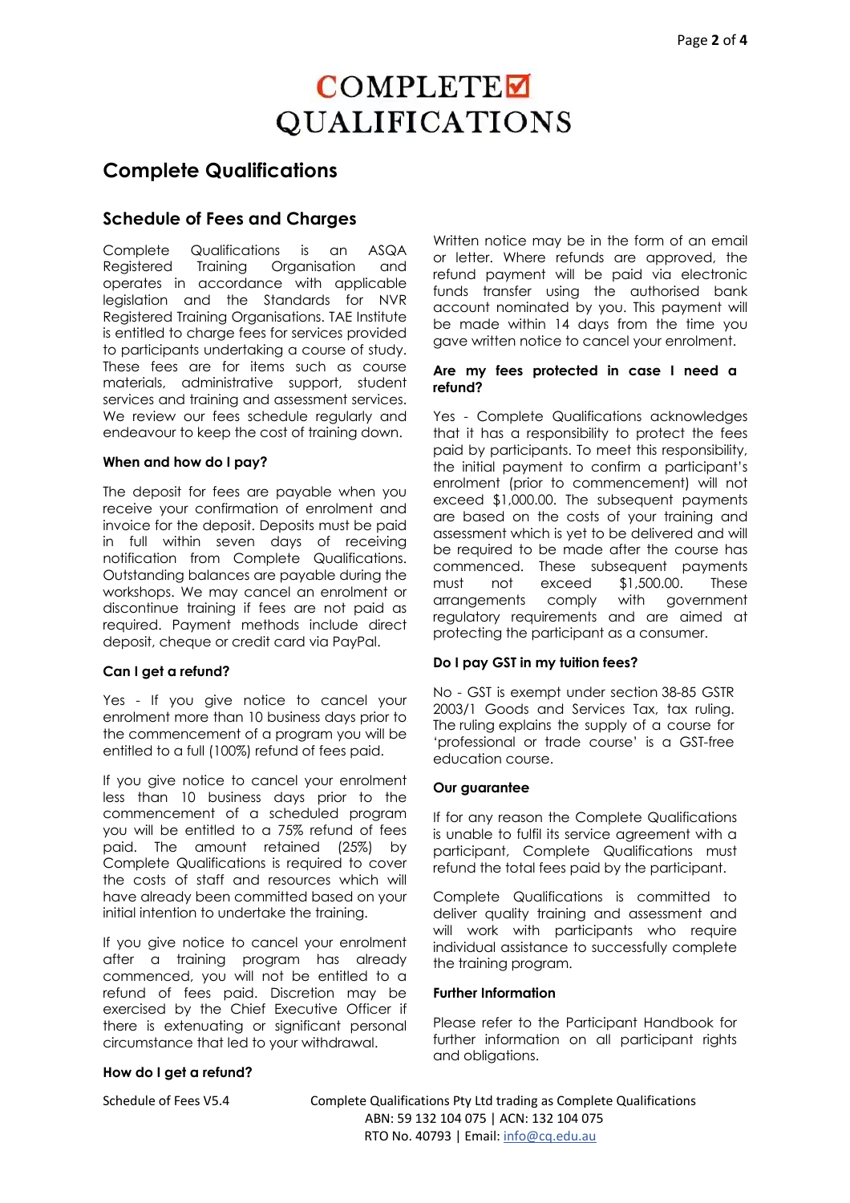# COMPLETE☑ QUALIFICATIONS

## Complete Qualifications

### Schedule of Fees and Charges

Complete Qualifications is an ASQA Registered Training Organisation and operates in accordance with applicable legislation and the Standards for NVR Registered Training Organisations. TAE Institute is entitled to charge fees for services provided to participants undertaking a course of study. These fees are for items such as course materials, administrative support, student services and training and assessment services. We review our fees schedule regularly and endeavour to keep the cost of training down.

#### When and how do I pay?

The deposit for fees are payable when you receive your confirmation of enrolment and invoice for the deposit. Deposits must be paid in full within seven days of receiving notification from Complete Qualifications. Outstanding balances are payable during the workshops. We may cancel an enrolment or discontinue training if fees are not paid as required. Payment methods include direct deposit, cheque or credit card via PayPal.

#### Can I get a refund?

Yes - If you give notice to cancel your enrolment more than 10 business days prior to the commencement of a program you will be entitled to a full (100%) refund of fees paid.

If you give notice to cancel your enrolment less than 10 business days prior to the commencement of a scheduled program you will be entitled to a 75% refund of fees paid. The amount retained (25%) by Complete Qualifications is required to cover the costs of staff and resources which will have already been committed based on your initial intention to undertake the training.

If you give notice to cancel your enrolment after a training program has already commenced, you will not be entitled to a refund of fees paid. Discretion may be exercised by the Chief Executive Officer if there is extenuating or significant personal circumstance that led to your withdrawal.

#### How do I get a refund?

Written notice may be in the form of an email or letter. Where refunds are approved, the refund payment will be paid via electronic funds transfer using the authorised bank account nominated by you. This payment will be made within 14 days from the time you gave written notice to cancel your enrolment.

#### Are my fees protected in case I need a refund?

Yes - Complete Qualifications acknowledges that it has a responsibility to protect the fees paid by participants. To meet this responsibility, the initial payment to confirm a participant's enrolment (prior to commencement) will not exceed $1,000.00. The subsequent payments are based on the costs of your training and assessment which is yet to be delivered and will be required to be made after the course has commenced. These subsequent payments must not exceed $1,500.00. These arrangements comply with government regulatory requirements and are aimed at protecting the participant as a consumer.

#### Do I pay GST in my tuition fees?

No - GST is exempt under section 38-85 GSTR 2003/1 Goods and Services Tax, tax ruling. The ruling explains the supply of a course for 'professional or trade course' is a GST-free education course.

#### Our guarantee

If for any reason the Complete Qualifications is unable to fulfil its service agreement with a participant, Complete Qualifications must refund the total fees paid by the participant.

Complete Qualifications is committed to deliver quality training and assessment and will work with participants who require individual assistance to successfully complete the training program.

#### Further Information

Please refer to the Participant Handbook for further information on all participant rights and obligations.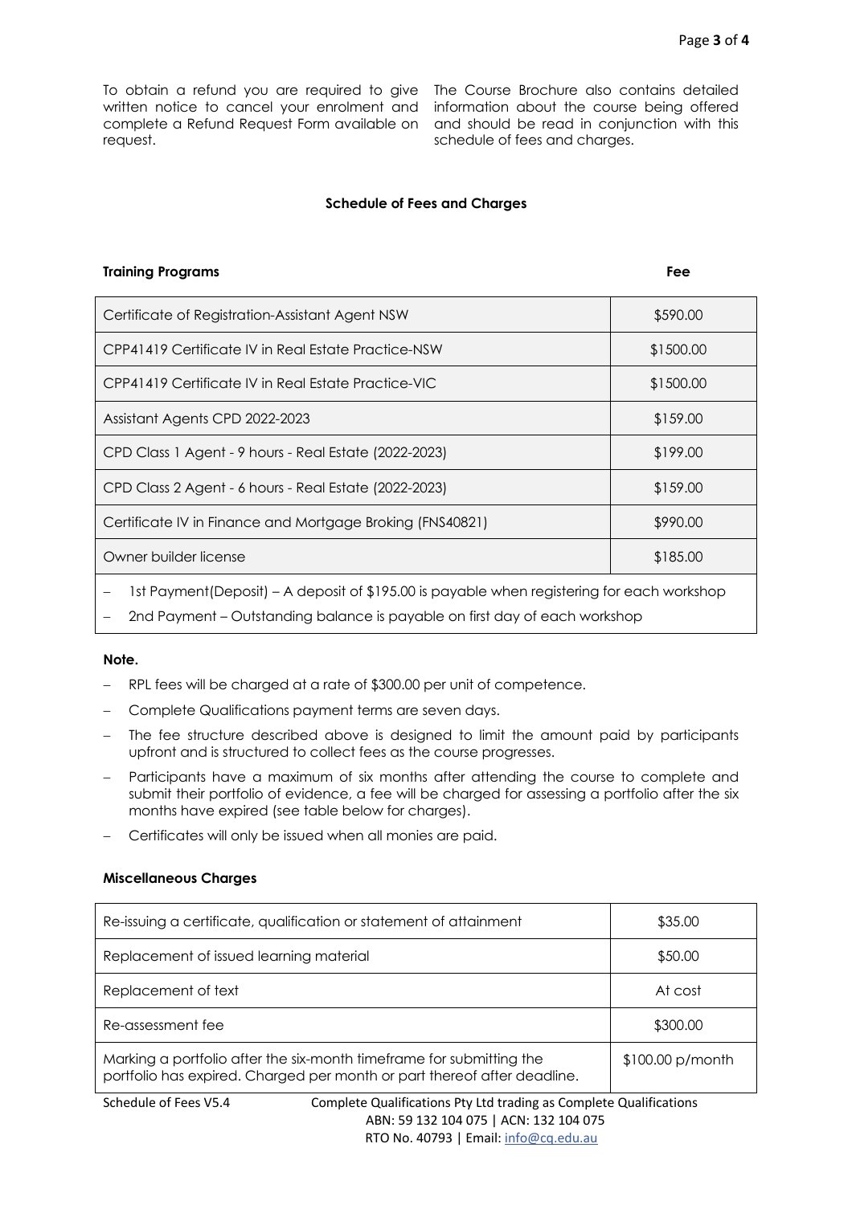To obtain a refund you are required to give written notice to cancel your enrolment and complete a Refund Request Form available on request.

The Course Brochure also contains detailed information about the course being offered and should be read in conjunction with this schedule of fees and charges.

## Schedule of Fees and Charges

| **Training Programs** | **Fee** |
|---|---|
| Certificate of Registration-Assistant Agent NSW | $590.00 |
| CPP41419 Certificate IV in Real Estate Practice-NSW | $1500.00 |
| CPP41419 Certificate IV in Real Estate Practice-VIC | $1500.00 |
| Assistant Agents CPD 2022-2023 | $159.00 |
| CPD Class 1 Agent - 9 hours - Real Estate (2022-2023) | $199.00 |
| CPD Class 2 Agent - 6 hours - Real Estate (2022-2023) | $159.00 |
| Certificate IV in Finance and Mortgage Broking (FNS40821) | $990.00 |
| Owner builder license | $185.00 |

- 1st Payment(Deposit) – A deposit of $195.00 is payable when registering for each workshop
- 2nd Payment – Outstanding balance is payable on first day of each workshop

**Note.**

- RPL fees will be charged at a rate of $300.00 per unit of competence.
- Complete Qualifications payment terms are seven days.
- The fee structure described above is designed to limit the amount paid by participants upfront and is structured to collect fees as the course progresses.
- Participants have a maximum of six months after attending the course to complete and submit their portfolio of evidence, a fee will be charged for assessing a portfolio after the six months have expired (see table below for charges).
- Certificates will only be issued when all monies are paid.

### Miscellaneous Charges

| Charge | Fee |
|---|---|
| Re-issuing a certificate, qualification or statement of attainment | $35.00 |
| Replacement of issued learning material | $50.00 |
| Replacement of text | At cost |
| Re-assessment fee | $300.00 |
| Marking a portfolio after the six-month timeframe for submitting the portfolio has expired. Charged per month or part thereof after deadline. | $100.00 p/month |

Schedule of Fees V5.4 Complete Qualifications Pty Ltd trading as Complete Qualifications
ABN: 59 132 104 075 | ACN: 132 104 075
RTO No. 40793 | Email: info@cq.edu.au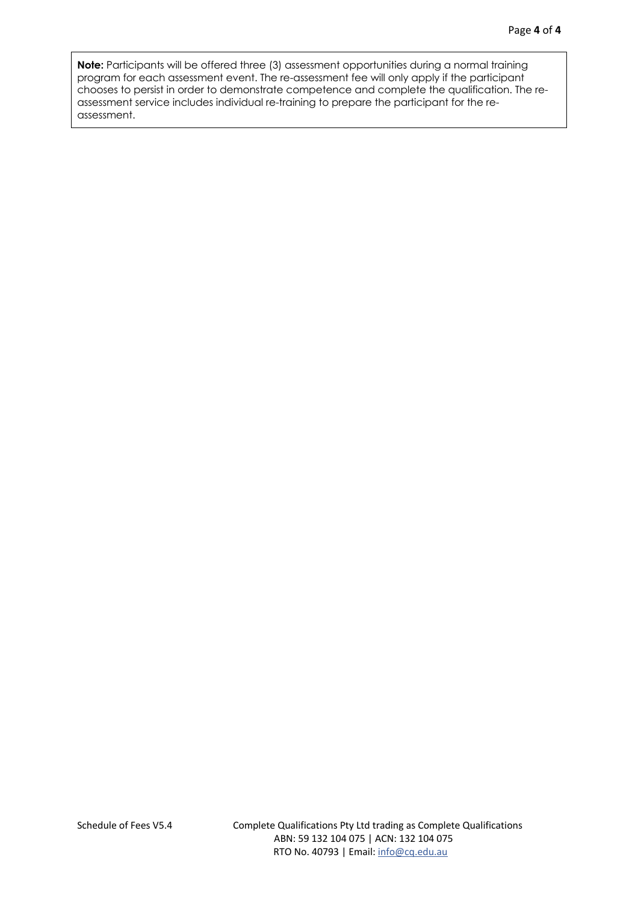**Note:** Participants will be offered three (3) assessment opportunities during a normal training program for each assessment event. The re-assessment fee will only apply if the participant chooses to persist in order to demonstrate competence and complete the qualification. The re-assessment service includes individual re-training to prepare the participant for the re-assessment.